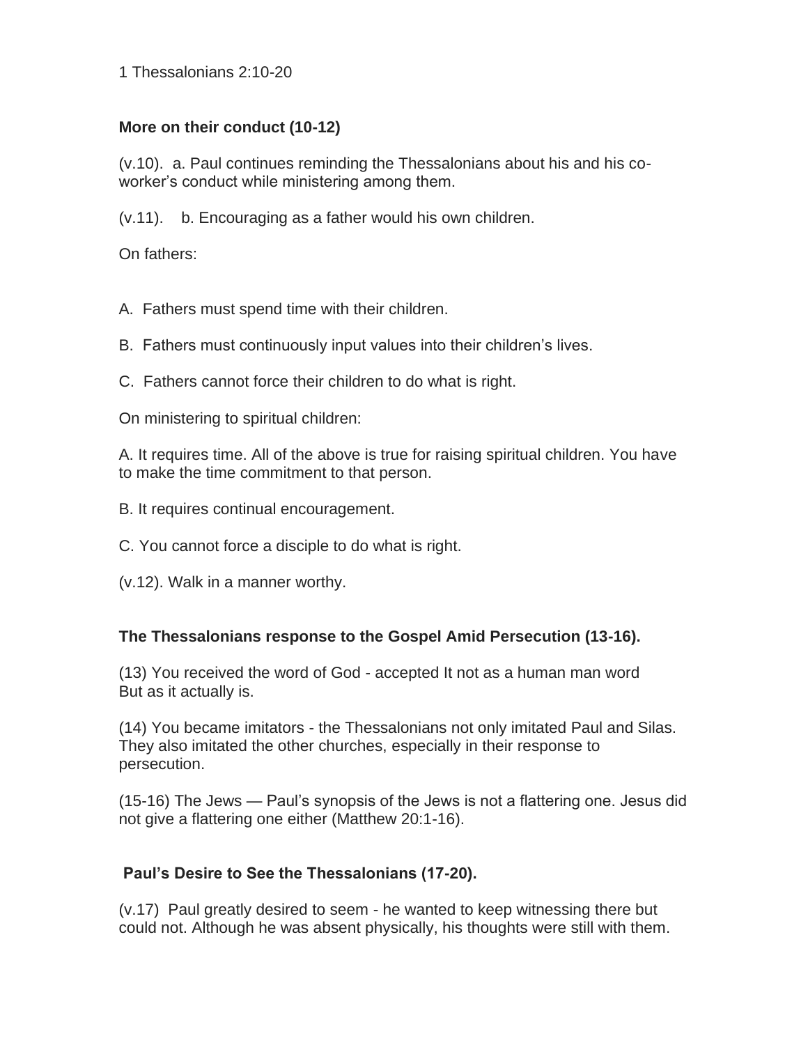1 Thessalonians 2:10-20

**More on their conduct (10-12)**

(v.10). a. Paul continues reminding the Thessalonians about his and his co-worker's conduct while ministering among them.

(v.11). b. Encouraging as a father would his own children.

On fathers:

A. Fathers must spend time with their children.

B. Fathers must continuously input values into their children's lives.

C. Fathers cannot force their children to do what is right.

On ministering to spiritual children:

A. It requires time. All of the above is true for raising spiritual children. You have to make the time commitment to that person.

B. It requires continual encouragement.

C. You cannot force a disciple to do what is right.

(v.12). Walk in a manner worthy.

**The Thessalonians response to the Gospel Amid Persecution (13-16).**

(13) You received the word of God - accepted It not as a human man word But as it actually is.

(14) You became imitators - the Thessalonians not only imitated Paul and Silas. They also imitated the other churches, especially in their response to persecution.

(15-16) The Jews — Paul's synopsis of the Jews is not a flattering one. Jesus did not give a flattering one either (Matthew 20:1-16).

**Paul's Desire to See the Thessalonians (17-20).**

(v.17) Paul greatly desired to seem - he wanted to keep witnessing there but could not. Although he was absent physically, his thoughts were still with them.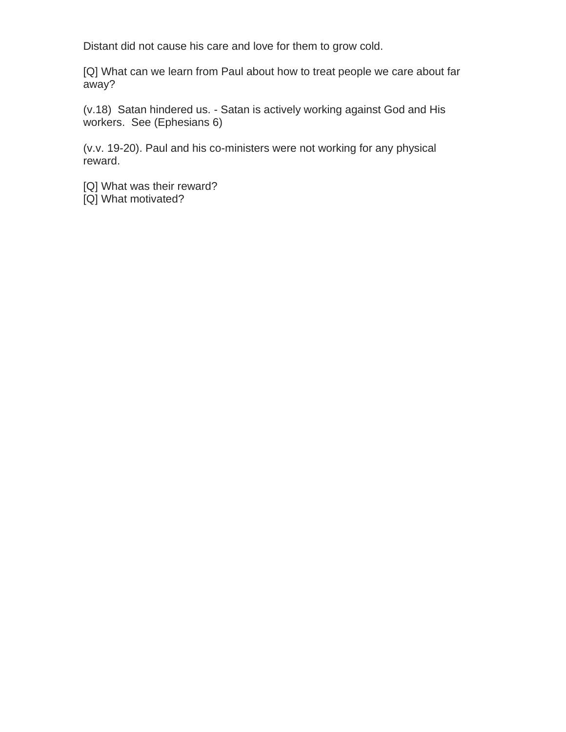Distant did not cause his care and love for them to grow cold.

[Q] What can we learn from Paul about how to treat people we care about far away?

(v.18) Satan hindered us. - Satan is actively working against God and His workers. See (Ephesians 6)

(v.v. 19-20). Paul and his co-ministers were not working for any physical reward.

[Q] What was their reward?
[Q] What motivated?